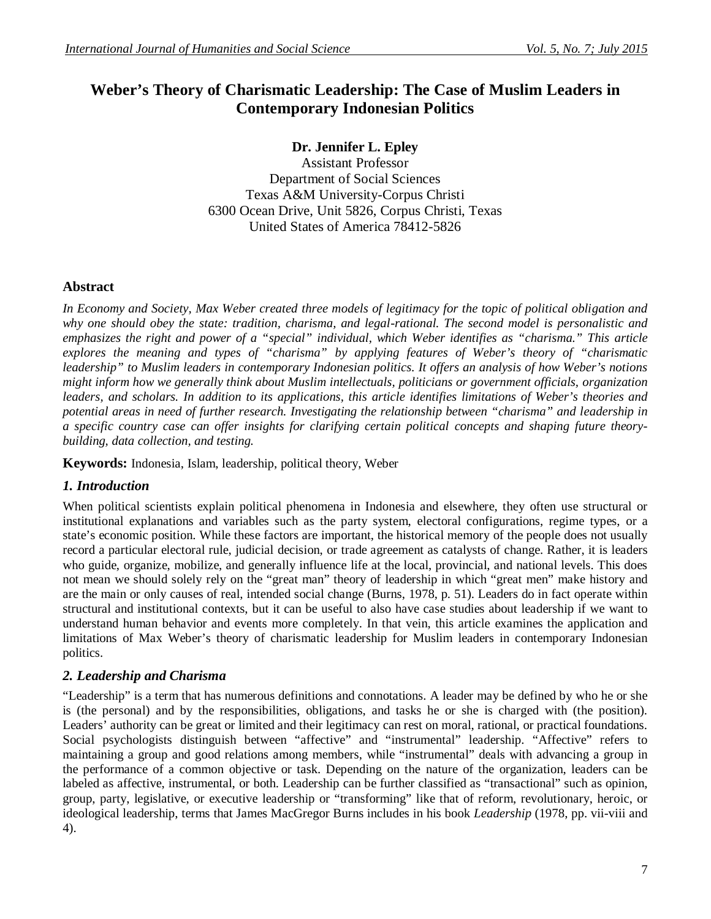# Weber's Theory of Charismatic Leadership: The Case of Muslim Leaders in Contemporary Indonesian Politics

**Dr. Jennifer L. Epley**
Assistant Professor
Department of Social Sciences
Texas A&M University-Corpus Christi
6300 Ocean Drive, Unit 5826, Corpus Christi, Texas
United States of America 78412-5826

## Abstract

*In Economy and Society, Max Weber created three models of legitimacy for the topic of political obligation and why one should obey the state: tradition, charisma, and legal-rational. The second model is personalistic and emphasizes the right and power of a "special" individual, which Weber identifies as "charisma." This article explores the meaning and types of "charisma" by applying features of Weber's theory of "charismatic leadership" to Muslim leaders in contemporary Indonesian politics. It offers an analysis of how Weber's notions might inform how we generally think about Muslim intellectuals, politicians or government officials, organization leaders, and scholars. In addition to its applications, this article identifies limitations of Weber's theories and potential areas in need of further research. Investigating the relationship between "charisma" and leadership in a specific country case can offer insights for clarifying certain political concepts and shaping future theory-building, data collection, and testing.*

**Keywords:** Indonesia, Islam, leadership, political theory, Weber

## *1. Introduction*

When political scientists explain political phenomena in Indonesia and elsewhere, they often use structural or institutional explanations and variables such as the party system, electoral configurations, regime types, or a state's economic position. While these factors are important, the historical memory of the people does not usually record a particular electoral rule, judicial decision, or trade agreement as catalysts of change. Rather, it is leaders who guide, organize, mobilize, and generally influence life at the local, provincial, and national levels. This does not mean we should solely rely on the "great man" theory of leadership in which "great men" make history and are the main or only causes of real, intended social change (Burns, 1978, p. 51). Leaders do in fact operate within structural and institutional contexts, but it can be useful to also have case studies about leadership if we want to understand human behavior and events more completely. In that vein, this article examines the application and limitations of Max Weber's theory of charismatic leadership for Muslim leaders in contemporary Indonesian politics.

## *2. Leadership and Charisma*

"Leadership" is a term that has numerous definitions and connotations. A leader may be defined by who he or she is (the personal) and by the responsibilities, obligations, and tasks he or she is charged with (the position). Leaders' authority can be great or limited and their legitimacy can rest on moral, rational, or practical foundations. Social psychologists distinguish between "affective" and "instrumental" leadership. "Affective" refers to maintaining a group and good relations among members, while "instrumental" deals with advancing a group in the performance of a common objective or task. Depending on the nature of the organization, leaders can be labeled as affective, instrumental, or both. Leadership can be further classified as "transactional" such as opinion, group, party, legislative, or executive leadership or "transforming" like that of reform, revolutionary, heroic, or ideological leadership, terms that James MacGregor Burns includes in his book *Leadership* (1978, pp. vii-viii and 4).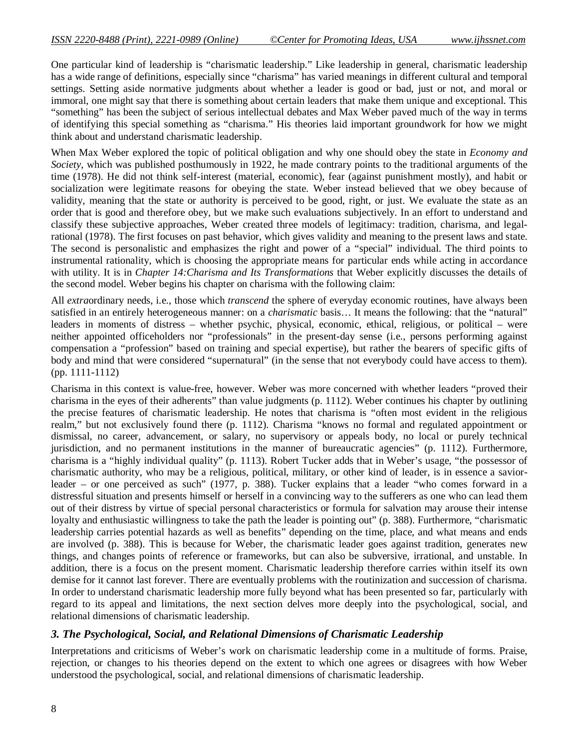One particular kind of leadership is "charismatic leadership." Like leadership in general, charismatic leadership has a wide range of definitions, especially since "charisma" has varied meanings in different cultural and temporal settings. Setting aside normative judgments about whether a leader is good or bad, just or not, and moral or immoral, one might say that there is something about certain leaders that make them unique and exceptional. This "something" has been the subject of serious intellectual debates and Max Weber paved much of the way in terms of identifying this special something as "charisma." His theories laid important groundwork for how we might think about and understand charismatic leadership.

When Max Weber explored the topic of political obligation and why one should obey the state in *Economy and Society*, which was published posthumously in 1922, he made contrary points to the traditional arguments of the time (1978). He did not think self-interest (material, economic), fear (against punishment mostly), and habit or socialization were legitimate reasons for obeying the state. Weber instead believed that we obey because of validity, meaning that the state or authority is perceived to be good, right, or just. We evaluate the state as an order that is good and therefore obey, but we make such evaluations subjectively. In an effort to understand and classify these subjective approaches, Weber created three models of legitimacy: tradition, charisma, and legal-rational (1978). The first focuses on past behavior, which gives validity and meaning to the present laws and state. The second is personalistic and emphasizes the right and power of a "special" individual. The third points to instrumental rationality, which is choosing the appropriate means for particular ends while acting in accordance with utility. It is in *Chapter 14:Charisma and Its Transformations* that Weber explicitly discusses the details of the second model. Weber begins his chapter on charisma with the following claim:

All *extra*ordinary needs, i.e., those which *transcend* the sphere of everyday economic routines, have always been satisfied in an entirely heterogeneous manner: on a *charismatic* basis… It means the following: that the "natural" leaders in moments of distress – whether psychic, physical, economic, ethical, religious, or political – were neither appointed officeholders nor "professionals" in the present-day sense (i.e., persons performing against compensation a "profession" based on training and special expertise), but rather the bearers of specific gifts of body and mind that were considered "supernatural" (in the sense that not everybody could have access to them). (pp. 1111-1112)

Charisma in this context is value-free, however. Weber was more concerned with whether leaders "proved their charisma in the eyes of their adherents" than value judgments (p. 1112). Weber continues his chapter by outlining the precise features of charismatic leadership. He notes that charisma is "often most evident in the religious realm," but not exclusively found there (p. 1112). Charisma "knows no formal and regulated appointment or dismissal, no career, advancement, or salary, no supervisory or appeals body, no local or purely technical jurisdiction, and no permanent institutions in the manner of bureaucratic agencies" (p. 1112). Furthermore, charisma is a "highly individual quality" (p. 1113). Robert Tucker adds that in Weber's usage, "the possessor of charismatic authority, who may be a religious, political, military, or other kind of leader, is in essence a savior-leader – or one perceived as such" (1977, p. 388). Tucker explains that a leader "who comes forward in a distressful situation and presents himself or herself in a convincing way to the sufferers as one who can lead them out of their distress by virtue of special personal characteristics or formula for salvation may arouse their intense loyalty and enthusiastic willingness to take the path the leader is pointing out" (p. 388). Furthermore, "charismatic leadership carries potential hazards as well as benefits" depending on the time, place, and what means and ends are involved (p. 388). This is because for Weber, the charismatic leader goes against tradition, generates new things, and changes points of reference or frameworks, but can also be subversive, irrational, and unstable. In addition, there is a focus on the present moment. Charismatic leadership therefore carries within itself its own demise for it cannot last forever. There are eventually problems with the routinization and succession of charisma. In order to understand charismatic leadership more fully beyond what has been presented so far, particularly with regard to its appeal and limitations, the next section delves more deeply into the psychological, social, and relational dimensions of charismatic leadership.

### *3. The Psychological, Social, and Relational Dimensions of Charismatic Leadership*

Interpretations and criticisms of Weber's work on charismatic leadership come in a multitude of forms. Praise, rejection, or changes to his theories depend on the extent to which one agrees or disagrees with how Weber understood the psychological, social, and relational dimensions of charismatic leadership.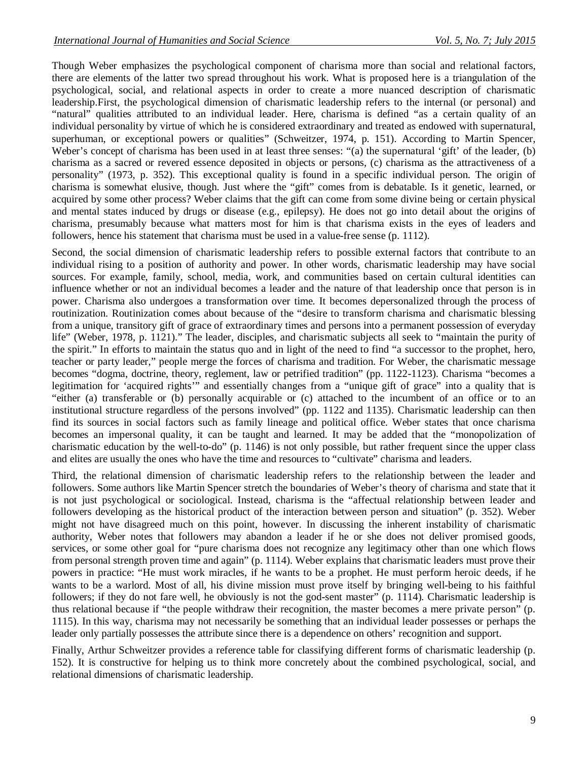Though Weber emphasizes the psychological component of charisma more than social and relational factors, there are elements of the latter two spread throughout his work. What is proposed here is a triangulation of the psychological, social, and relational aspects in order to create a more nuanced description of charismatic leadership.First, the psychological dimension of charismatic leadership refers to the internal (or personal) and "natural" qualities attributed to an individual leader. Here, charisma is defined "as a certain quality of an individual personality by virtue of which he is considered extraordinary and treated as endowed with supernatural, superhuman, or exceptional powers or qualities" (Schweitzer, 1974, p. 151). According to Martin Spencer, Weber's concept of charisma has been used in at least three senses: "(a) the supernatural 'gift' of the leader, (b) charisma as a sacred or revered essence deposited in objects or persons, (c) charisma as the attractiveness of a personality" (1973, p. 352). This exceptional quality is found in a specific individual person. The origin of charisma is somewhat elusive, though. Just where the "gift" comes from is debatable. Is it genetic, learned, or acquired by some other process? Weber claims that the gift can come from some divine being or certain physical and mental states induced by drugs or disease (e.g., epilepsy). He does not go into detail about the origins of charisma, presumably because what matters most for him is that charisma exists in the eyes of leaders and followers, hence his statement that charisma must be used in a value-free sense (p. 1112).

Second, the social dimension of charismatic leadership refers to possible external factors that contribute to an individual rising to a position of authority and power. In other words, charismatic leadership may have social sources. For example, family, school, media, work, and communities based on certain cultural identities can influence whether or not an individual becomes a leader and the nature of that leadership once that person is in power. Charisma also undergoes a transformation over time. It becomes depersonalized through the process of routinization. Routinization comes about because of the "desire to transform charisma and charismatic blessing from a unique, transitory gift of grace of extraordinary times and persons into a permanent possession of everyday life" (Weber, 1978, p. 1121)." The leader, disciples, and charismatic subjects all seek to "maintain the purity of the spirit." In efforts to maintain the status quo and in light of the need to find "a successor to the prophet, hero, teacher or party leader," people merge the forces of charisma and tradition. For Weber, the charismatic message becomes "dogma, doctrine, theory, reglement, law or petrified tradition" (pp. 1122-1123). Charisma "becomes a legitimation for 'acquired rights'" and essentially changes from a "unique gift of grace" into a quality that is "either (a) transferable or (b) personally acquirable or (c) attached to the incumbent of an office or to an institutional structure regardless of the persons involved" (pp. 1122 and 1135). Charismatic leadership can then find its sources in social factors such as family lineage and political office. Weber states that once charisma becomes an impersonal quality, it can be taught and learned. It may be added that the "monopolization of charismatic education by the well-to-do" (p. 1146) is not only possible, but rather frequent since the upper class and elites are usually the ones who have the time and resources to "cultivate" charisma and leaders.

Third, the relational dimension of charismatic leadership refers to the relationship between the leader and followers. Some authors like Martin Spencer stretch the boundaries of Weber's theory of charisma and state that it is not just psychological or sociological. Instead, charisma is the "affectual relationship between leader and followers developing as the historical product of the interaction between person and situation" (p. 352). Weber might not have disagreed much on this point, however. In discussing the inherent instability of charismatic authority, Weber notes that followers may abandon a leader if he or she does not deliver promised goods, services, or some other goal for "pure charisma does not recognize any legitimacy other than one which flows from personal strength proven time and again" (p. 1114). Weber explains that charismatic leaders must prove their powers in practice: "He must work miracles, if he wants to be a prophet. He must perform heroic deeds, if he wants to be a warlord. Most of all, his divine mission must prove itself by bringing well-being to his faithful followers; if they do not fare well, he obviously is not the god-sent master" (p. 1114). Charismatic leadership is thus relational because if "the people withdraw their recognition, the master becomes a mere private person" (p. 1115). In this way, charisma may not necessarily be something that an individual leader possesses or perhaps the leader only partially possesses the attribute since there is a dependence on others' recognition and support.

Finally, Arthur Schweitzer provides a reference table for classifying different forms of charismatic leadership (p. 152). It is constructive for helping us to think more concretely about the combined psychological, social, and relational dimensions of charismatic leadership.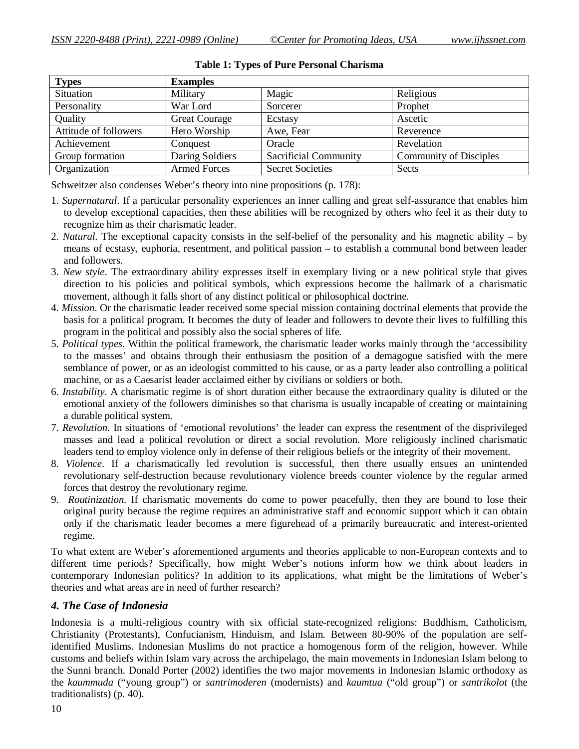**Table 1: Types of Pure Personal Charisma**

| Types | Examples | | |
|---|---|---|---|
| Situation | Military | Magic | Religious |
| Personality | War Lord | Sorcerer | Prophet |
| Quality | Great Courage | Ecstasy | Ascetic |
| Attitude of followers | Hero Worship | Awe, Fear | Reverence |
| Achievement | Conquest | Oracle | Revelation |
| Group formation | Daring Soldiers | Sacrificial Community | Community of Disciples |
| Organization | Armed Forces | Secret Societies | Sects |

Schweitzer also condenses Weber's theory into nine propositions (p. 178):

1. *Supernatural*. If a particular personality experiences an inner calling and great self-assurance that enables him to develop exceptional capacities, then these abilities will be recognized by others who feel it as their duty to recognize him as their charismatic leader.
2. *Natural*. The exceptional capacity consists in the self-belief of the personality and his magnetic ability – by means of ecstasy, euphoria, resentment, and political passion – to establish a communal bond between leader and followers.
3. *New style*. The extraordinary ability expresses itself in exemplary living or a new political style that gives direction to his policies and political symbols, which expressions become the hallmark of a charismatic movement, although it falls short of any distinct political or philosophical doctrine.
4. *Mission*. Or the charismatic leader received some special mission containing doctrinal elements that provide the basis for a political program. It becomes the duty of leader and followers to devote their lives to fulfilling this program in the political and possibly also the social spheres of life.
5. *Political types*. Within the political framework, the charismatic leader works mainly through the 'accessibility to the masses' and obtains through their enthusiasm the position of a demagogue satisfied with the mere semblance of power, or as an ideologist committed to his cause, or as a party leader also controlling a political machine, or as a Caesarist leader acclaimed either by civilians or soldiers or both.
6. *Instability*. A charismatic regime is of short duration either because the extraordinary quality is diluted or the emotional anxiety of the followers diminishes so that charisma is usually incapable of creating or maintaining a durable political system.
7. *Revolution*. In situations of 'emotional revolutions' the leader can express the resentment of the disprivileged masses and lead a political revolution or direct a social revolution. More religiously inclined charismatic leaders tend to employ violence only in defense of their religious beliefs or the integrity of their movement.
8. *Violence*. If a charismatically led revolution is successful, then there usually ensues an unintended revolutionary self-destruction because revolutionary violence breeds counter violence by the regular armed forces that destroy the revolutionary regime.
9. *Routinization*. If charismatic movements do come to power peacefully, then they are bound to lose their original purity because the regime requires an administrative staff and economic support which it can obtain only if the charismatic leader becomes a mere figurehead of a primarily bureaucratic and interest-oriented regime.

To what extent are Weber's aforementioned arguments and theories applicable to non-European contexts and to different time periods? Specifically, how might Weber's notions inform how we think about leaders in contemporary Indonesian politics? In addition to its applications, what might be the limitations of Weber's theories and what areas are in need of further research?

## 4. The Case of Indonesia

Indonesia is a multi-religious country with six official state-recognized religions: Buddhism, Catholicism, Christianity (Protestants), Confucianism, Hinduism, and Islam. Between 80-90% of the population are self-identified Muslims. Indonesian Muslims do not practice a homogenous form of the religion, however. While customs and beliefs within Islam vary across the archipelago, the main movements in Indonesian Islam belong to the Sunni branch. Donald Porter (2002) identifies the two major movements in Indonesian Islamic orthodoxy as the *kaummuda* ("young group") or *santrimoderen* (modernists) and *kaumtua* ("old group") or *santrikolot* (the traditionalists) (p. 40).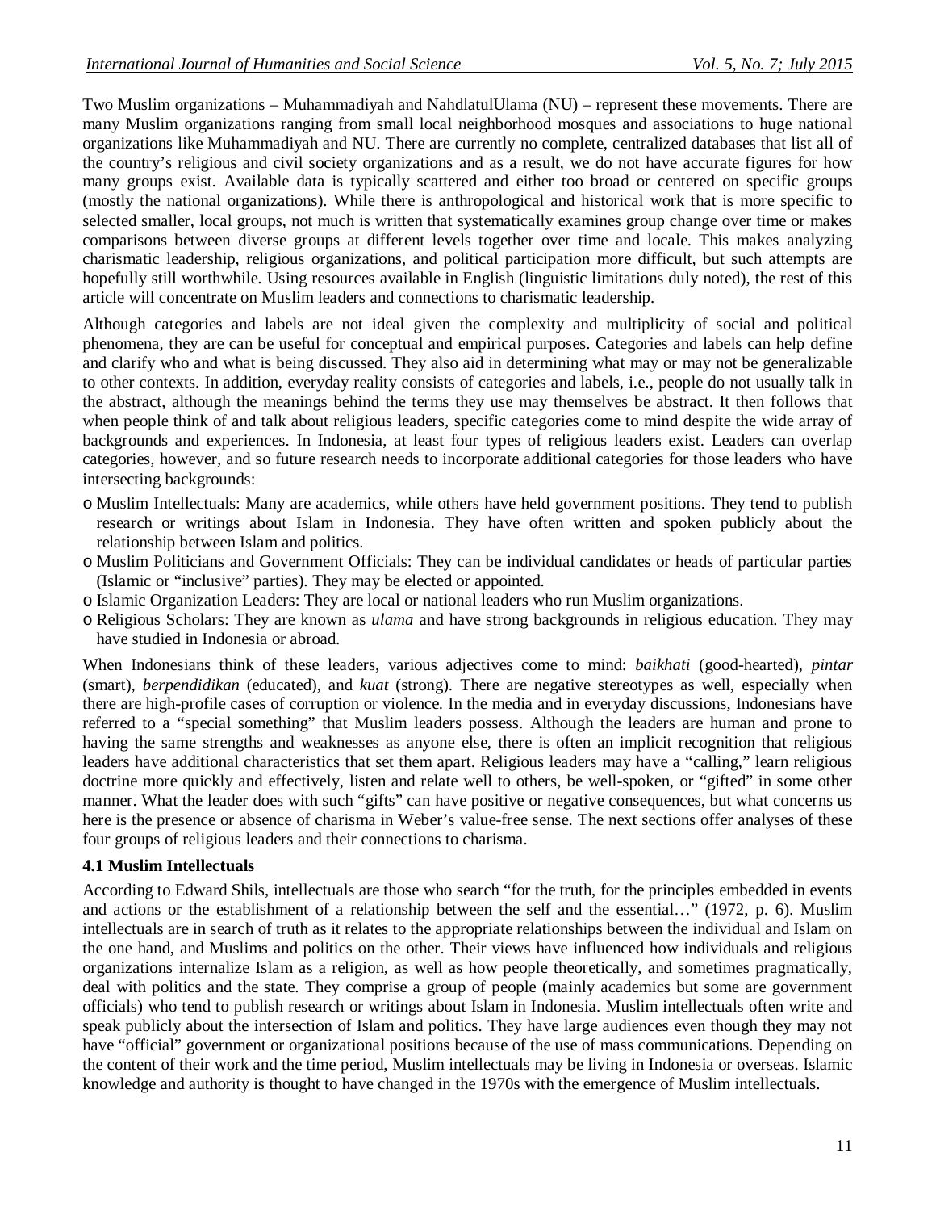Two Muslim organizations – Muhammadiyah and NahdlatulUlama (NU) – represent these movements. There are many Muslim organizations ranging from small local neighborhood mosques and associations to huge national organizations like Muhammadiyah and NU. There are currently no complete, centralized databases that list all of the country's religious and civil society organizations and as a result, we do not have accurate figures for how many groups exist. Available data is typically scattered and either too broad or centered on specific groups (mostly the national organizations). While there is anthropological and historical work that is more specific to selected smaller, local groups, not much is written that systematically examines group change over time or makes comparisons between diverse groups at different levels together over time and locale. This makes analyzing charismatic leadership, religious organizations, and political participation more difficult, but such attempts are hopefully still worthwhile. Using resources available in English (linguistic limitations duly noted), the rest of this article will concentrate on Muslim leaders and connections to charismatic leadership.

Although categories and labels are not ideal given the complexity and multiplicity of social and political phenomena, they are can be useful for conceptual and empirical purposes. Categories and labels can help define and clarify who and what is being discussed. They also aid in determining what may or may not be generalizable to other contexts. In addition, everyday reality consists of categories and labels, i.e., people do not usually talk in the abstract, although the meanings behind the terms they use may themselves be abstract. It then follows that when people think of and talk about religious leaders, specific categories come to mind despite the wide array of backgrounds and experiences. In Indonesia, at least four types of religious leaders exist. Leaders can overlap categories, however, and so future research needs to incorporate additional categories for those leaders who have intersecting backgrounds:

- Muslim Intellectuals: Many are academics, while others have held government positions. They tend to publish research or writings about Islam in Indonesia. They have often written and spoken publicly about the relationship between Islam and politics.
- Muslim Politicians and Government Officials: They can be individual candidates or heads of particular parties (Islamic or "inclusive" parties). They may be elected or appointed.
- Islamic Organization Leaders: They are local or national leaders who run Muslim organizations.
- Religious Scholars: They are known as *ulama* and have strong backgrounds in religious education. They may have studied in Indonesia or abroad.

When Indonesians think of these leaders, various adjectives come to mind: *baikhati* (good-hearted), *pintar* (smart), *berpendidikan* (educated), and *kuat* (strong). There are negative stereotypes as well, especially when there are high-profile cases of corruption or violence. In the media and in everyday discussions, Indonesians have referred to a "special something" that Muslim leaders possess. Although the leaders are human and prone to having the same strengths and weaknesses as anyone else, there is often an implicit recognition that religious leaders have additional characteristics that set them apart. Religious leaders may have a "calling," learn religious doctrine more quickly and effectively, listen and relate well to others, be well-spoken, or "gifted" in some other manner. What the leader does with such "gifts" can have positive or negative consequences, but what concerns us here is the presence or absence of charisma in Weber's value-free sense. The next sections offer analyses of these four groups of religious leaders and their connections to charisma.

### 4.1 Muslim Intellectuals

According to Edward Shils, intellectuals are those who search "for the truth, for the principles embedded in events and actions or the establishment of a relationship between the self and the essential…" (1972, p. 6). Muslim intellectuals are in search of truth as it relates to the appropriate relationships between the individual and Islam on the one hand, and Muslims and politics on the other. Their views have influenced how individuals and religious organizations internalize Islam as a religion, as well as how people theoretically, and sometimes pragmatically, deal with politics and the state. They comprise a group of people (mainly academics but some are government officials) who tend to publish research or writings about Islam in Indonesia. Muslim intellectuals often write and speak publicly about the intersection of Islam and politics. They have large audiences even though they may not have "official" government or organizational positions because of the use of mass communications. Depending on the content of their work and the time period, Muslim intellectuals may be living in Indonesia or overseas. Islamic knowledge and authority is thought to have changed in the 1970s with the emergence of Muslim intellectuals.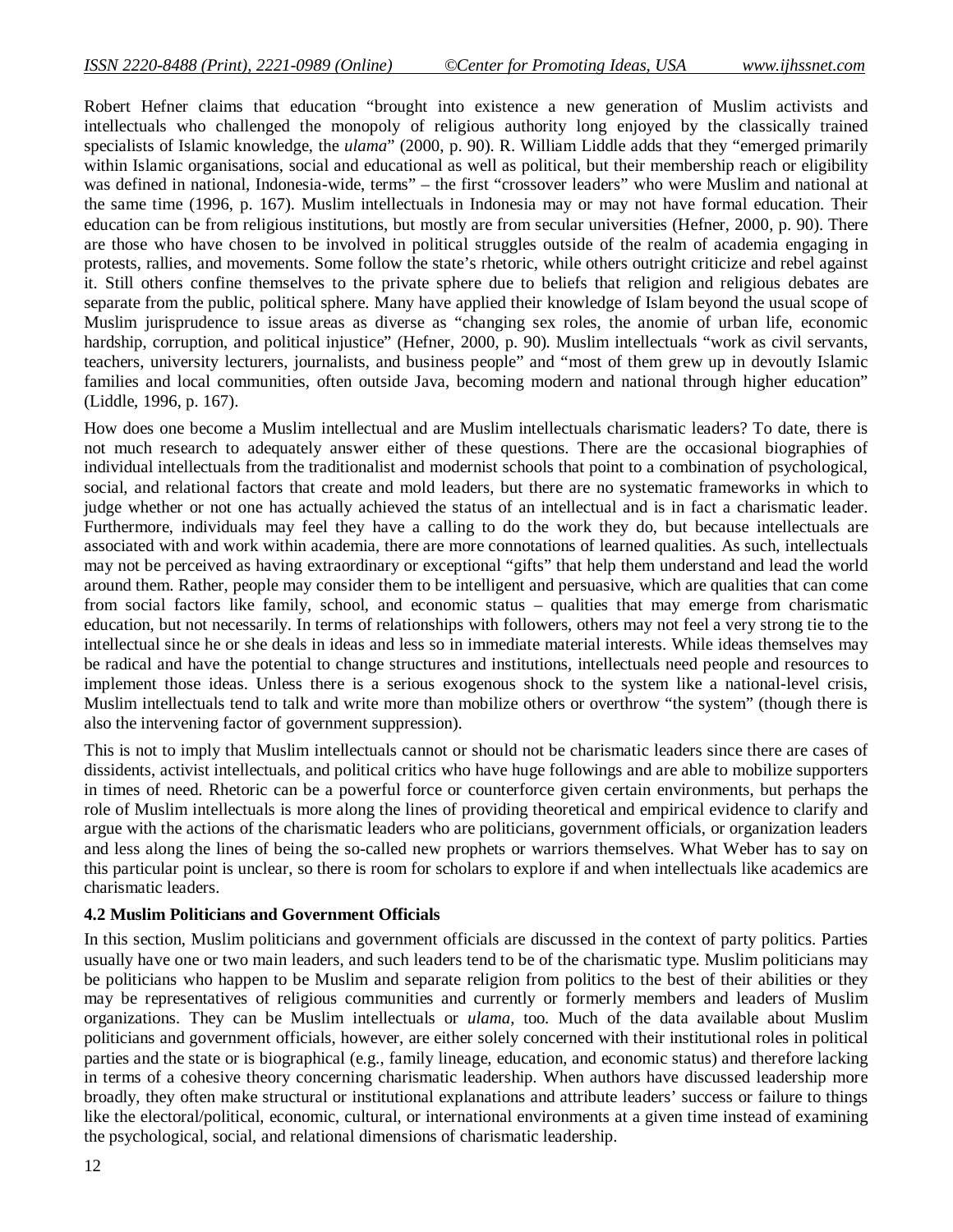Robert Hefner claims that education "brought into existence a new generation of Muslim activists and intellectuals who challenged the monopoly of religious authority long enjoyed by the classically trained specialists of Islamic knowledge, the *ulama*" (2000, p. 90). R. William Liddle adds that they "emerged primarily within Islamic organisations, social and educational as well as political, but their membership reach or eligibility was defined in national, Indonesia-wide, terms" – the first "crossover leaders" who were Muslim and national at the same time (1996, p. 167). Muslim intellectuals in Indonesia may or may not have formal education. Their education can be from religious institutions, but mostly are from secular universities (Hefner, 2000, p. 90). There are those who have chosen to be involved in political struggles outside of the realm of academia engaging in protests, rallies, and movements. Some follow the state's rhetoric, while others outright criticize and rebel against it. Still others confine themselves to the private sphere due to beliefs that religion and religious debates are separate from the public, political sphere. Many have applied their knowledge of Islam beyond the usual scope of Muslim jurisprudence to issue areas as diverse as "changing sex roles, the anomie of urban life, economic hardship, corruption, and political injustice" (Hefner, 2000, p. 90). Muslim intellectuals "work as civil servants, teachers, university lecturers, journalists, and business people" and "most of them grew up in devoutly Islamic families and local communities, often outside Java, becoming modern and national through higher education" (Liddle, 1996, p. 167).

How does one become a Muslim intellectual and are Muslim intellectuals charismatic leaders? To date, there is not much research to adequately answer either of these questions. There are the occasional biographies of individual intellectuals from the traditionalist and modernist schools that point to a combination of psychological, social, and relational factors that create and mold leaders, but there are no systematic frameworks in which to judge whether or not one has actually achieved the status of an intellectual and is in fact a charismatic leader. Furthermore, individuals may feel they have a calling to do the work they do, but because intellectuals are associated with and work within academia, there are more connotations of learned qualities. As such, intellectuals may not be perceived as having extraordinary or exceptional "gifts" that help them understand and lead the world around them. Rather, people may consider them to be intelligent and persuasive, which are qualities that can come from social factors like family, school, and economic status – qualities that may emerge from charismatic education, but not necessarily. In terms of relationships with followers, others may not feel a very strong tie to the intellectual since he or she deals in ideas and less so in immediate material interests. While ideas themselves may be radical and have the potential to change structures and institutions, intellectuals need people and resources to implement those ideas. Unless there is a serious exogenous shock to the system like a national-level crisis, Muslim intellectuals tend to talk and write more than mobilize others or overthrow "the system" (though there is also the intervening factor of government suppression).

This is not to imply that Muslim intellectuals cannot or should not be charismatic leaders since there are cases of dissidents, activist intellectuals, and political critics who have huge followings and are able to mobilize supporters in times of need. Rhetoric can be a powerful force or counterforce given certain environments, but perhaps the role of Muslim intellectuals is more along the lines of providing theoretical and empirical evidence to clarify and argue with the actions of the charismatic leaders who are politicians, government officials, or organization leaders and less along the lines of being the so-called new prophets or warriors themselves. What Weber has to say on this particular point is unclear, so there is room for scholars to explore if and when intellectuals like academics are charismatic leaders.

### 4.2 Muslim Politicians and Government Officials

In this section, Muslim politicians and government officials are discussed in the context of party politics. Parties usually have one or two main leaders, and such leaders tend to be of the charismatic type. Muslim politicians may be politicians who happen to be Muslim and separate religion from politics to the best of their abilities or they may be representatives of religious communities and currently or formerly members and leaders of Muslim organizations. They can be Muslim intellectuals or *ulama*, too. Much of the data available about Muslim politicians and government officials, however, are either solely concerned with their institutional roles in political parties and the state or is biographical (e.g., family lineage, education, and economic status) and therefore lacking in terms of a cohesive theory concerning charismatic leadership. When authors have discussed leadership more broadly, they often make structural or institutional explanations and attribute leaders' success or failure to things like the electoral/political, economic, cultural, or international environments at a given time instead of examining the psychological, social, and relational dimensions of charismatic leadership.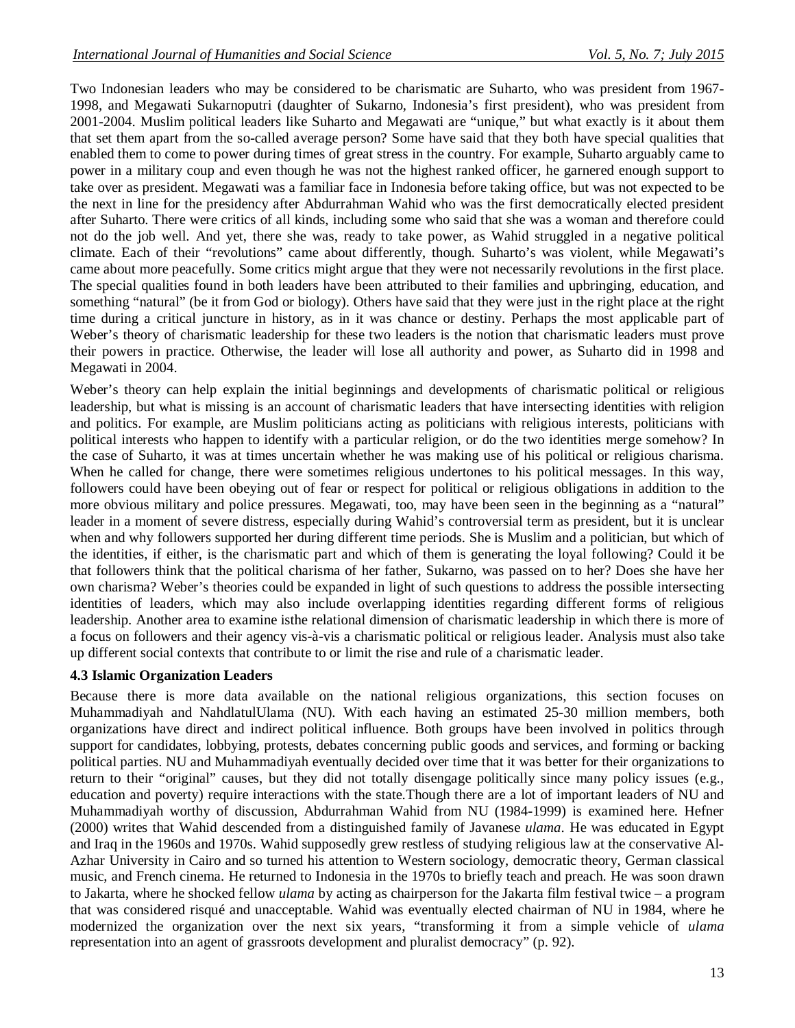Two Indonesian leaders who may be considered to be charismatic are Suharto, who was president from 1967-1998, and Megawati Sukarnoputri (daughter of Sukarno, Indonesia's first president), who was president from 2001-2004. Muslim political leaders like Suharto and Megawati are "unique," but what exactly is it about them that set them apart from the so-called average person? Some have said that they both have special qualities that enabled them to come to power during times of great stress in the country. For example, Suharto arguably came to power in a military coup and even though he was not the highest ranked officer, he garnered enough support to take over as president. Megawati was a familiar face in Indonesia before taking office, but was not expected to be the next in line for the presidency after Abdurrahman Wahid who was the first democratically elected president after Suharto. There were critics of all kinds, including some who said that she was a woman and therefore could not do the job well. And yet, there she was, ready to take power, as Wahid struggled in a negative political climate. Each of their "revolutions" came about differently, though. Suharto's was violent, while Megawati's came about more peacefully. Some critics might argue that they were not necessarily revolutions in the first place. The special qualities found in both leaders have been attributed to their families and upbringing, education, and something "natural" (be it from God or biology). Others have said that they were just in the right place at the right time during a critical juncture in history, as in it was chance or destiny. Perhaps the most applicable part of Weber's theory of charismatic leadership for these two leaders is the notion that charismatic leaders must prove their powers in practice. Otherwise, the leader will lose all authority and power, as Suharto did in 1998 and Megawati in 2004.

Weber's theory can help explain the initial beginnings and developments of charismatic political or religious leadership, but what is missing is an account of charismatic leaders that have intersecting identities with religion and politics. For example, are Muslim politicians acting as politicians with religious interests, politicians with political interests who happen to identify with a particular religion, or do the two identities merge somehow? In the case of Suharto, it was at times uncertain whether he was making use of his political or religious charisma. When he called for change, there were sometimes religious undertones to his political messages. In this way, followers could have been obeying out of fear or respect for political or religious obligations in addition to the more obvious military and police pressures. Megawati, too, may have been seen in the beginning as a "natural" leader in a moment of severe distress, especially during Wahid's controversial term as president, but it is unclear when and why followers supported her during different time periods. She is Muslim and a politician, but which of the identities, if either, is the charismatic part and which of them is generating the loyal following? Could it be that followers think that the political charisma of her father, Sukarno, was passed on to her? Does she have her own charisma? Weber's theories could be expanded in light of such questions to address the possible intersecting identities of leaders, which may also include overlapping identities regarding different forms of religious leadership. Another area to examine isthe relational dimension of charismatic leadership in which there is more of a focus on followers and their agency vis-à-vis a charismatic political or religious leader. Analysis must also take up different social contexts that contribute to or limit the rise and rule of a charismatic leader.

### 4.3 Islamic Organization Leaders

Because there is more data available on the national religious organizations, this section focuses on Muhammadiyah and NahdlatulUlama (NU). With each having an estimated 25-30 million members, both organizations have direct and indirect political influence. Both groups have been involved in politics through support for candidates, lobbying, protests, debates concerning public goods and services, and forming or backing political parties. NU and Muhammadiyah eventually decided over time that it was better for their organizations to return to their "original" causes, but they did not totally disengage politically since many policy issues (e.g., education and poverty) require interactions with the state.Though there are a lot of important leaders of NU and Muhammadiyah worthy of discussion, Abdurrahman Wahid from NU (1984-1999) is examined here. Hefner (2000) writes that Wahid descended from a distinguished family of Javanese *ulama*. He was educated in Egypt and Iraq in the 1960s and 1970s. Wahid supposedly grew restless of studying religious law at the conservative Al-Azhar University in Cairo and so turned his attention to Western sociology, democratic theory, German classical music, and French cinema. He returned to Indonesia in the 1970s to briefly teach and preach. He was soon drawn to Jakarta, where he shocked fellow *ulama* by acting as chairperson for the Jakarta film festival twice – a program that was considered risqué and unacceptable. Wahid was eventually elected chairman of NU in 1984, where he modernized the organization over the next six years, "transforming it from a simple vehicle of *ulama* representation into an agent of grassroots development and pluralist democracy" (p. 92).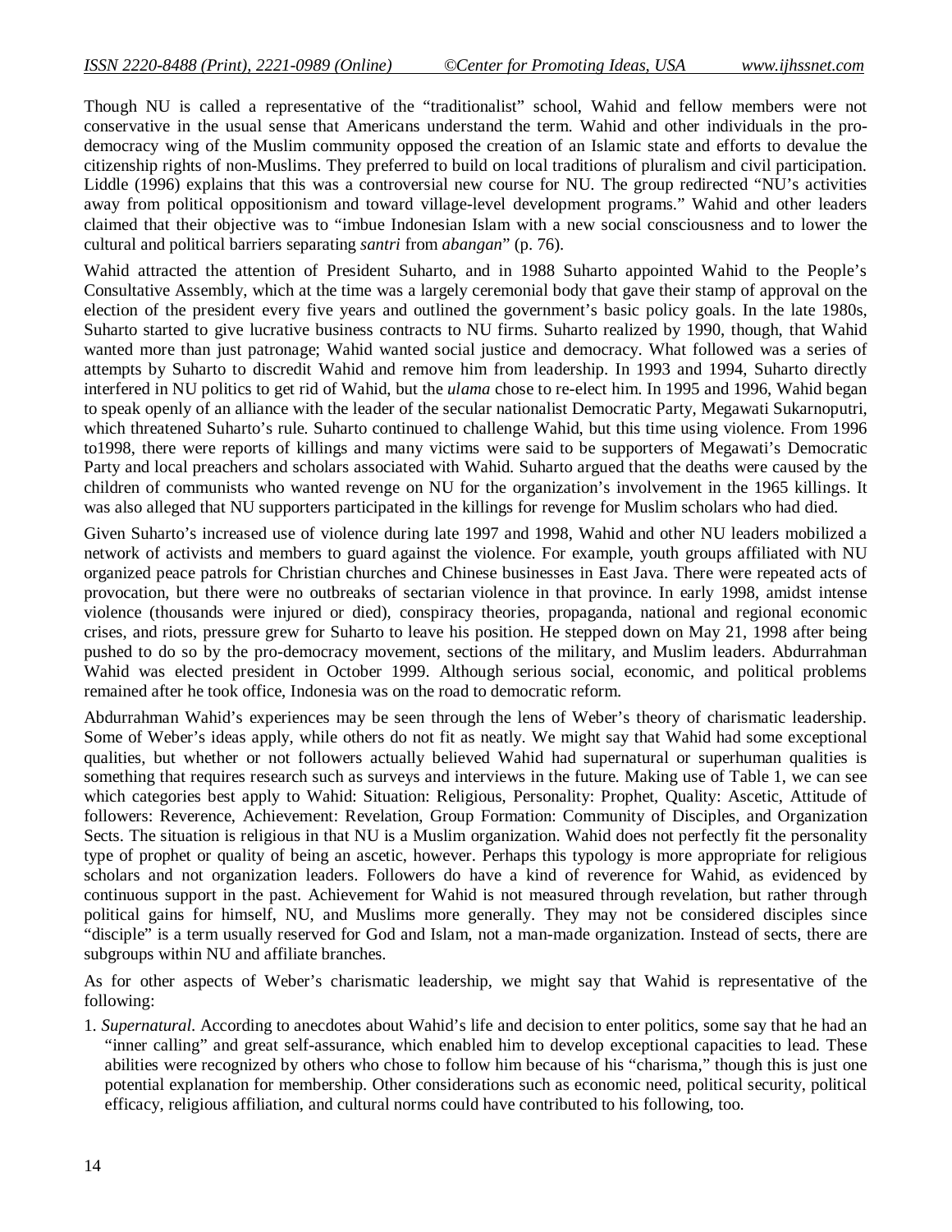Though NU is called a representative of the "traditionalist" school, Wahid and fellow members were not conservative in the usual sense that Americans understand the term. Wahid and other individuals in the pro-democracy wing of the Muslim community opposed the creation of an Islamic state and efforts to devalue the citizenship rights of non-Muslims. They preferred to build on local traditions of pluralism and civil participation. Liddle (1996) explains that this was a controversial new course for NU. The group redirected "NU's activities away from political oppositionism and toward village-level development programs." Wahid and other leaders claimed that their objective was to "imbue Indonesian Islam with a new social consciousness and to lower the cultural and political barriers separating *santri* from *abangan*" (p. 76).

Wahid attracted the attention of President Suharto, and in 1988 Suharto appointed Wahid to the People's Consultative Assembly, which at the time was a largely ceremonial body that gave their stamp of approval on the election of the president every five years and outlined the government's basic policy goals. In the late 1980s, Suharto started to give lucrative business contracts to NU firms. Suharto realized by 1990, though, that Wahid wanted more than just patronage; Wahid wanted social justice and democracy. What followed was a series of attempts by Suharto to discredit Wahid and remove him from leadership. In 1993 and 1994, Suharto directly interfered in NU politics to get rid of Wahid, but the *ulama* chose to re-elect him. In 1995 and 1996, Wahid began to speak openly of an alliance with the leader of the secular nationalist Democratic Party, Megawati Sukarnoputri, which threatened Suharto's rule. Suharto continued to challenge Wahid, but this time using violence. From 1996 to1998, there were reports of killings and many victims were said to be supporters of Megawati's Democratic Party and local preachers and scholars associated with Wahid. Suharto argued that the deaths were caused by the children of communists who wanted revenge on NU for the organization's involvement in the 1965 killings. It was also alleged that NU supporters participated in the killings for revenge for Muslim scholars who had died.

Given Suharto's increased use of violence during late 1997 and 1998, Wahid and other NU leaders mobilized a network of activists and members to guard against the violence. For example, youth groups affiliated with NU organized peace patrols for Christian churches and Chinese businesses in East Java. There were repeated acts of provocation, but there were no outbreaks of sectarian violence in that province. In early 1998, amidst intense violence (thousands were injured or died), conspiracy theories, propaganda, national and regional economic crises, and riots, pressure grew for Suharto to leave his position. He stepped down on May 21, 1998 after being pushed to do so by the pro-democracy movement, sections of the military, and Muslim leaders. Abdurrahman Wahid was elected president in October 1999. Although serious social, economic, and political problems remained after he took office, Indonesia was on the road to democratic reform.

Abdurrahman Wahid's experiences may be seen through the lens of Weber's theory of charismatic leadership. Some of Weber's ideas apply, while others do not fit as neatly. We might say that Wahid had some exceptional qualities, but whether or not followers actually believed Wahid had supernatural or superhuman qualities is something that requires research such as surveys and interviews in the future. Making use of Table 1, we can see which categories best apply to Wahid: Situation: Religious, Personality: Prophet, Quality: Ascetic, Attitude of followers: Reverence, Achievement: Revelation, Group Formation: Community of Disciples, and Organization Sects. The situation is religious in that NU is a Muslim organization. Wahid does not perfectly fit the personality type of prophet or quality of being an ascetic, however. Perhaps this typology is more appropriate for religious scholars and not organization leaders. Followers do have a kind of reverence for Wahid, as evidenced by continuous support in the past. Achievement for Wahid is not measured through revelation, but rather through political gains for himself, NU, and Muslims more generally. They may not be considered disciples since "disciple" is a term usually reserved for God and Islam, not a man-made organization. Instead of sects, there are subgroups within NU and affiliate branches.

As for other aspects of Weber's charismatic leadership, we might say that Wahid is representative of the following:

1. *Supernatural*. According to anecdotes about Wahid's life and decision to enter politics, some say that he had an "inner calling" and great self-assurance, which enabled him to develop exceptional capacities to lead. These abilities were recognized by others who chose to follow him because of his "charisma," though this is just one potential explanation for membership. Other considerations such as economic need, political security, political efficacy, religious affiliation, and cultural norms could have contributed to his following, too.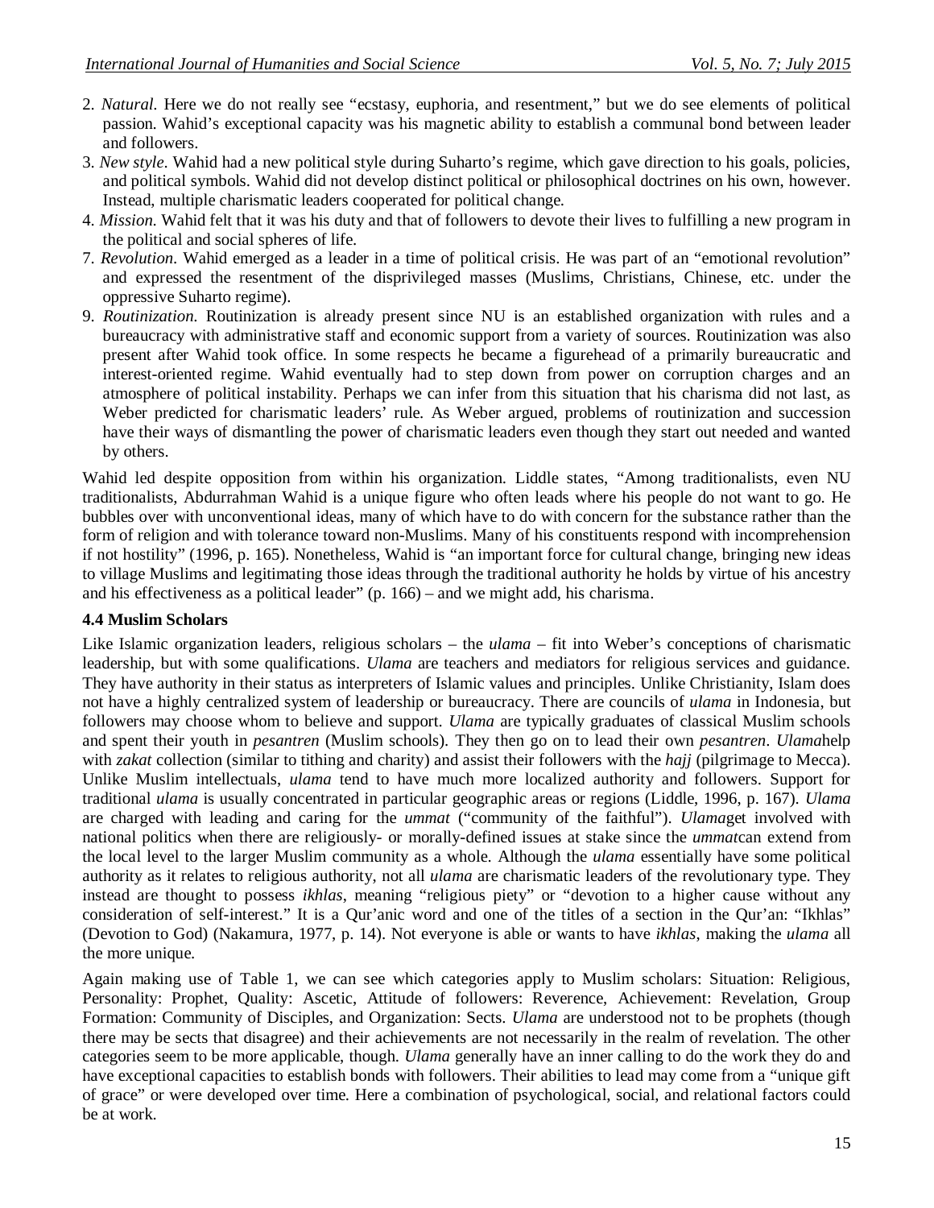2. *Natural*. Here we do not really see "ecstasy, euphoria, and resentment," but we do see elements of political passion. Wahid's exceptional capacity was his magnetic ability to establish a communal bond between leader and followers.
3. *New style*. Wahid had a new political style during Suharto's regime, which gave direction to his goals, policies, and political symbols. Wahid did not develop distinct political or philosophical doctrines on his own, however. Instead, multiple charismatic leaders cooperated for political change.
4. *Mission*. Wahid felt that it was his duty and that of followers to devote their lives to fulfilling a new program in the political and social spheres of life.
7. *Revolution*. Wahid emerged as a leader in a time of political crisis. He was part of an "emotional revolution" and expressed the resentment of the disprivileged masses (Muslims, Christians, Chinese, etc. under the oppressive Suharto regime).
9. *Routinization*. Routinization is already present since NU is an established organization with rules and a bureaucracy with administrative staff and economic support from a variety of sources. Routinization was also present after Wahid took office. In some respects he became a figurehead of a primarily bureaucratic and interest-oriented regime. Wahid eventually had to step down from power on corruption charges and an atmosphere of political instability. Perhaps we can infer from this situation that his charisma did not last, as Weber predicted for charismatic leaders' rule. As Weber argued, problems of routinization and succession have their ways of dismantling the power of charismatic leaders even though they start out needed and wanted by others.

Wahid led despite opposition from within his organization. Liddle states, "Among traditionalists, even NU traditionalists, Abdurrahman Wahid is a unique figure who often leads where his people do not want to go. He bubbles over with unconventional ideas, many of which have to do with concern for the substance rather than the form of religion and with tolerance toward non-Muslims. Many of his constituents respond with incomprehension if not hostility" (1996, p. 165). Nonetheless, Wahid is "an important force for cultural change, bringing new ideas to village Muslims and legitimating those ideas through the traditional authority he holds by virtue of his ancestry and his effectiveness as a political leader" (p. 166) – and we might add, his charisma.

### 4.4 Muslim Scholars

Like Islamic organization leaders, religious scholars – the *ulama* – fit into Weber's conceptions of charismatic leadership, but with some qualifications. *Ulama* are teachers and mediators for religious services and guidance. They have authority in their status as interpreters of Islamic values and principles. Unlike Christianity, Islam does not have a highly centralized system of leadership or bureaucracy. There are councils of *ulama* in Indonesia, but followers may choose whom to believe and support. *Ulama* are typically graduates of classical Muslim schools and spent their youth in *pesantren* (Muslim schools). They then go on to lead their own *pesantren*. *Ulama*help with *zakat* collection (similar to tithing and charity) and assist their followers with the *hajj* (pilgrimage to Mecca). Unlike Muslim intellectuals, *ulama* tend to have much more localized authority and followers. Support for traditional *ulama* is usually concentrated in particular geographic areas or regions (Liddle, 1996, p. 167). *Ulama* are charged with leading and caring for the *ummat* ("community of the faithful"). *Ulama*get involved with national politics when there are religiously- or morally-defined issues at stake since the *ummat*can extend from the local level to the larger Muslim community as a whole. Although the *ulama* essentially have some political authority as it relates to religious authority, not all *ulama* are charismatic leaders of the revolutionary type. They instead are thought to possess *ikhlas*, meaning "religious piety" or "devotion to a higher cause without any consideration of self-interest." It is a Qur'anic word and one of the titles of a section in the Qur'an: "Ikhlas" (Devotion to God) (Nakamura, 1977, p. 14). Not everyone is able or wants to have *ikhlas*, making the *ulama* all the more unique.

Again making use of Table 1, we can see which categories apply to Muslim scholars: Situation: Religious, Personality: Prophet, Quality: Ascetic, Attitude of followers: Reverence, Achievement: Revelation, Group Formation: Community of Disciples, and Organization: Sects. *Ulama* are understood not to be prophets (though there may be sects that disagree) and their achievements are not necessarily in the realm of revelation. The other categories seem to be more applicable, though. *Ulama* generally have an inner calling to do the work they do and have exceptional capacities to establish bonds with followers. Their abilities to lead may come from a "unique gift of grace" or were developed over time. Here a combination of psychological, social, and relational factors could be at work.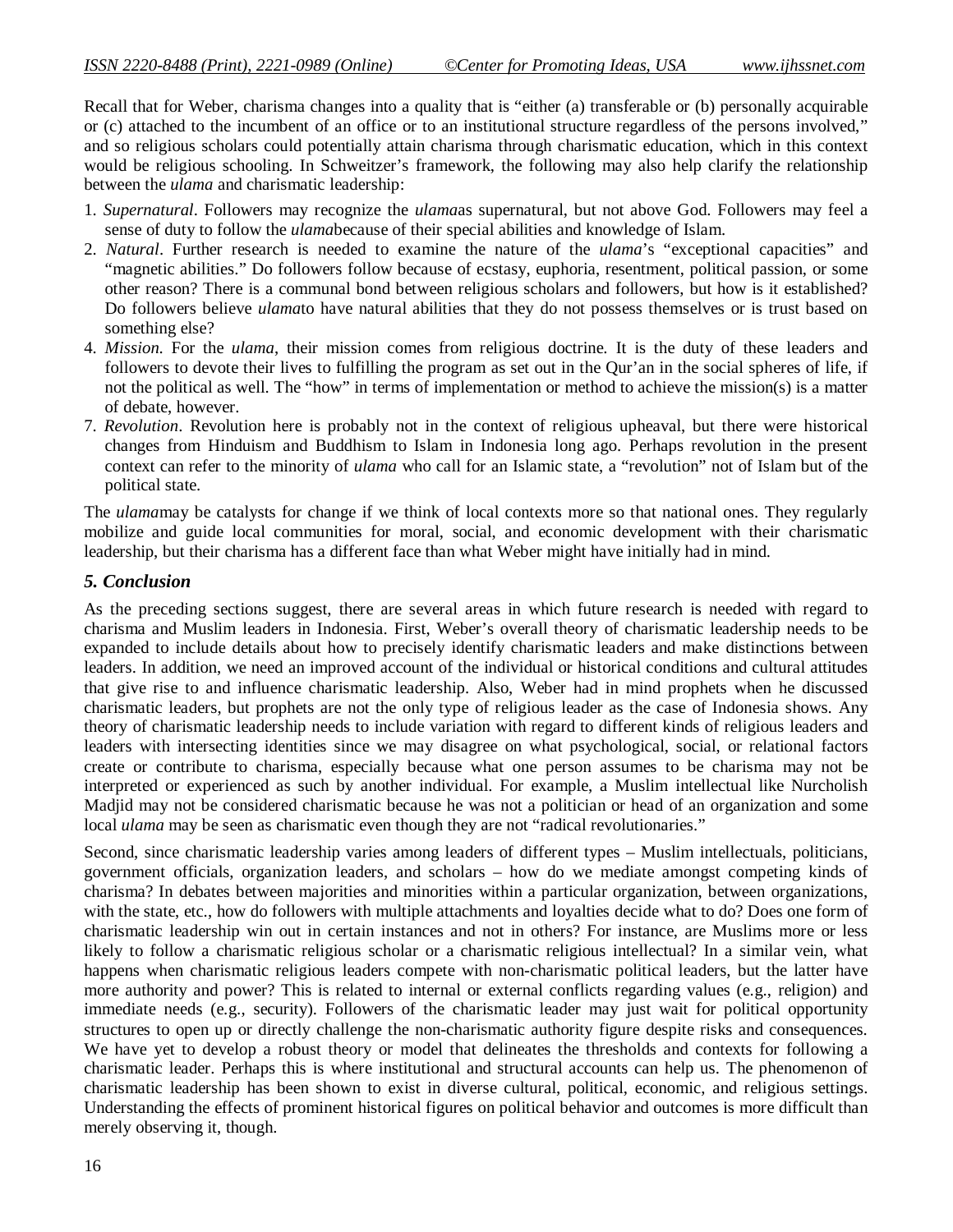Recall that for Weber, charisma changes into a quality that is "either (a) transferable or (b) personally acquirable or (c) attached to the incumbent of an office or to an institutional structure regardless of the persons involved," and so religious scholars could potentially attain charisma through charismatic education, which in this context would be religious schooling. In Schweitzer's framework, the following may also help clarify the relationship between the *ulama* and charismatic leadership:

1. *Supernatural*. Followers may recognize the *ulama*as supernatural, but not above God. Followers may feel a sense of duty to follow the *ulama*because of their special abilities and knowledge of Islam.
2. *Natural*. Further research is needed to examine the nature of the *ulama*'s "exceptional capacities" and "magnetic abilities." Do followers follow because of ecstasy, euphoria, resentment, political passion, or some other reason? There is a communal bond between religious scholars and followers, but how is it established? Do followers believe *ulama*to have natural abilities that they do not possess themselves or is trust based on something else?
4. *Mission*. For the *ulama*, their mission comes from religious doctrine. It is the duty of these leaders and followers to devote their lives to fulfilling the program as set out in the Qur'an in the social spheres of life, if not the political as well. The "how" in terms of implementation or method to achieve the mission(s) is a matter of debate, however.
7. *Revolution*. Revolution here is probably not in the context of religious upheaval, but there were historical changes from Hinduism and Buddhism to Islam in Indonesia long ago. Perhaps revolution in the present context can refer to the minority of *ulama* who call for an Islamic state, a "revolution" not of Islam but of the political state.

The *ulama*may be catalysts for change if we think of local contexts more so that national ones. They regularly mobilize and guide local communities for moral, social, and economic development with their charismatic leadership, but their charisma has a different face than what Weber might have initially had in mind.

## *5. Conclusion*

As the preceding sections suggest, there are several areas in which future research is needed with regard to charisma and Muslim leaders in Indonesia. First, Weber's overall theory of charismatic leadership needs to be expanded to include details about how to precisely identify charismatic leaders and make distinctions between leaders. In addition, we need an improved account of the individual or historical conditions and cultural attitudes that give rise to and influence charismatic leadership. Also, Weber had in mind prophets when he discussed charismatic leaders, but prophets are not the only type of religious leader as the case of Indonesia shows. Any theory of charismatic leadership needs to include variation with regard to different kinds of religious leaders and leaders with intersecting identities since we may disagree on what psychological, social, or relational factors create or contribute to charisma, especially because what one person assumes to be charisma may not be interpreted or experienced as such by another individual. For example, a Muslim intellectual like Nurcholish Madjid may not be considered charismatic because he was not a politician or head of an organization and some local *ulama* may be seen as charismatic even though they are not "radical revolutionaries."

Second, since charismatic leadership varies among leaders of different types – Muslim intellectuals, politicians, government officials, organization leaders, and scholars – how do we mediate amongst competing kinds of charisma? In debates between majorities and minorities within a particular organization, between organizations, with the state, etc., how do followers with multiple attachments and loyalties decide what to do? Does one form of charismatic leadership win out in certain instances and not in others? For instance, are Muslims more or less likely to follow a charismatic religious scholar or a charismatic religious intellectual? In a similar vein, what happens when charismatic religious leaders compete with non-charismatic political leaders, but the latter have more authority and power? This is related to internal or external conflicts regarding values (e.g., religion) and immediate needs (e.g., security). Followers of the charismatic leader may just wait for political opportunity structures to open up or directly challenge the non-charismatic authority figure despite risks and consequences. We have yet to develop a robust theory or model that delineates the thresholds and contexts for following a charismatic leader. Perhaps this is where institutional and structural accounts can help us. The phenomenon of charismatic leadership has been shown to exist in diverse cultural, political, economic, and religious settings. Understanding the effects of prominent historical figures on political behavior and outcomes is more difficult than merely observing it, though.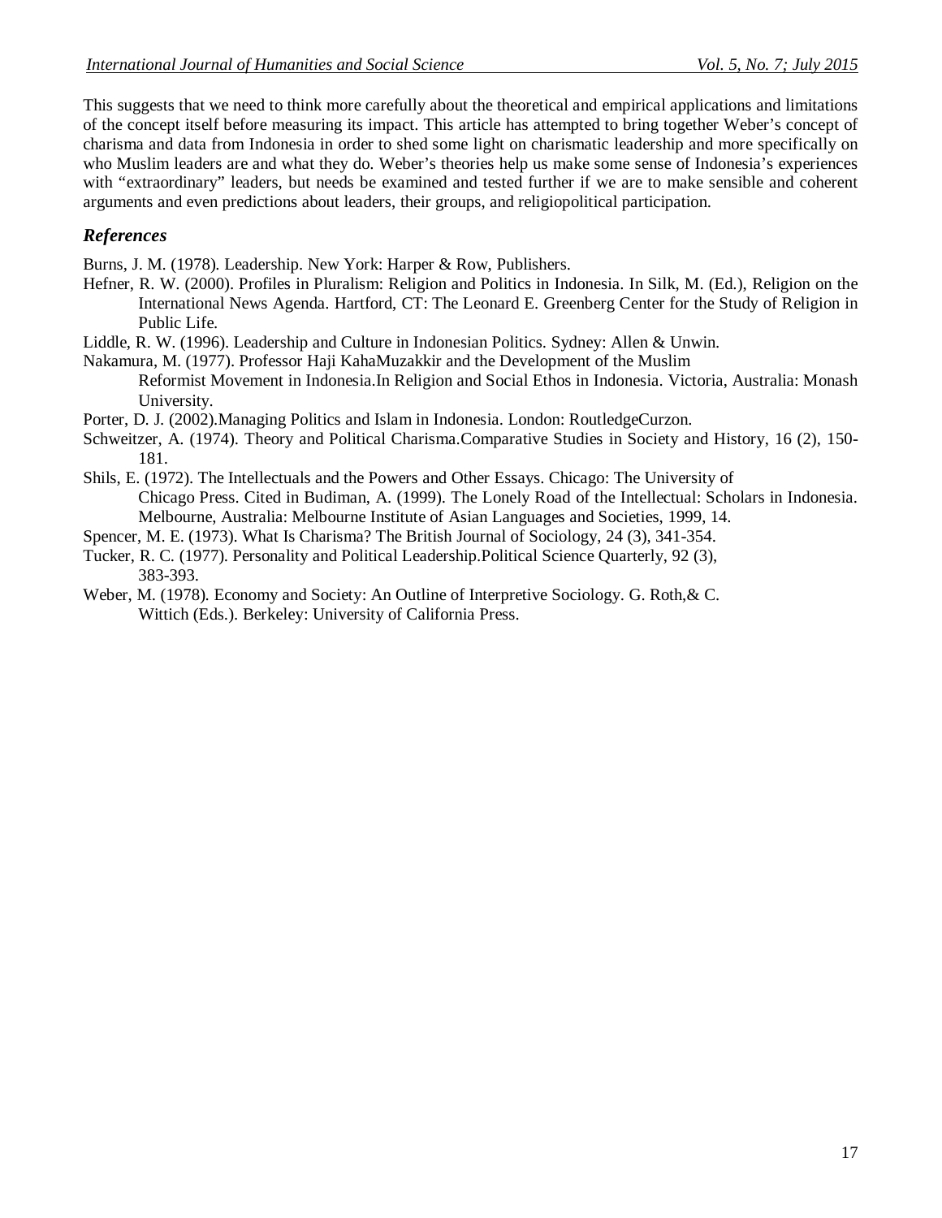This suggests that we need to think more carefully about the theoretical and empirical applications and limitations of the concept itself before measuring its impact. This article has attempted to bring together Weber's concept of charisma and data from Indonesia in order to shed some light on charismatic leadership and more specifically on who Muslim leaders are and what they do. Weber's theories help us make some sense of Indonesia's experiences with "extraordinary" leaders, but needs be examined and tested further if we are to make sensible and coherent arguments and even predictions about leaders, their groups, and religiopolitical participation.

## *References*

Burns, J. M. (1978). Leadership. New York: Harper & Row, Publishers.

Hefner, R. W. (2000). Profiles in Pluralism: Religion and Politics in Indonesia. In Silk, M. (Ed.), Religion on the International News Agenda. Hartford, CT: The Leonard E. Greenberg Center for the Study of Religion in Public Life.

Liddle, R. W. (1996). Leadership and Culture in Indonesian Politics. Sydney: Allen & Unwin.

Nakamura, M. (1977). Professor Haji KahaMuzakkir and the Development of the Muslim Reformist Movement in Indonesia.In Religion and Social Ethos in Indonesia. Victoria, Australia: Monash University.

Porter, D. J. (2002).Managing Politics and Islam in Indonesia. London: RoutledgeCurzon.

Schweitzer, A. (1974). Theory and Political Charisma.Comparative Studies in Society and History, 16 (2), 150-181.

Shils, E. (1972). The Intellectuals and the Powers and Other Essays. Chicago: The University of Chicago Press. Cited in Budiman, A. (1999). The Lonely Road of the Intellectual: Scholars in Indonesia. Melbourne, Australia: Melbourne Institute of Asian Languages and Societies, 1999, 14.

Spencer, M. E. (1973). What Is Charisma? The British Journal of Sociology, 24 (3), 341-354.

Tucker, R. C. (1977). Personality and Political Leadership.Political Science Quarterly, 92 (3), 383-393.

Weber, M. (1978). Economy and Society: An Outline of Interpretive Sociology. G. Roth,& C. Wittich (Eds.). Berkeley: University of California Press.